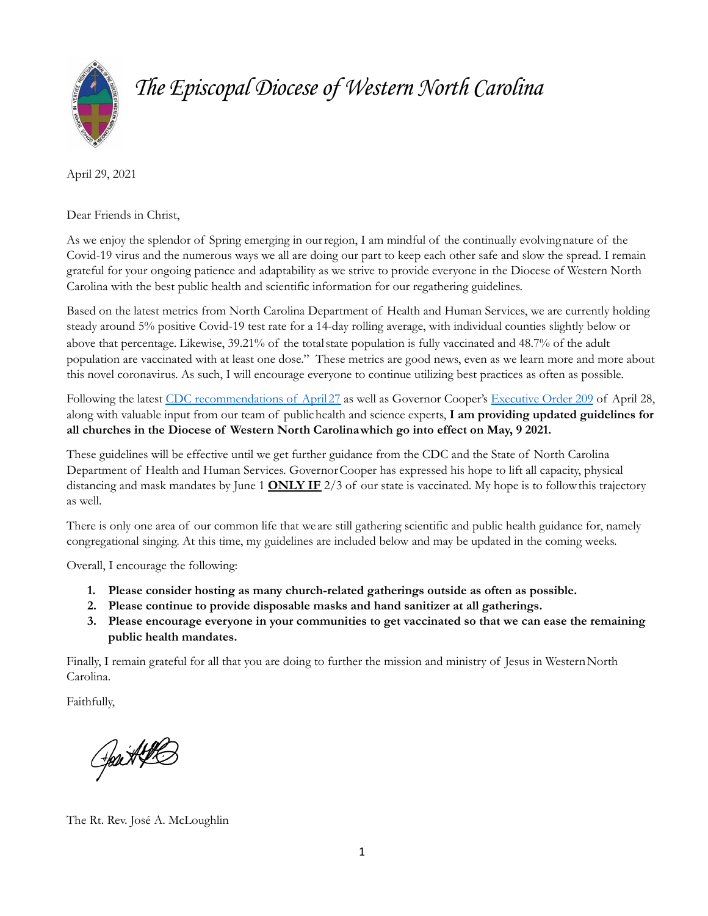# *The Episcopal Diocese of Western North Carolina*

April 29, 2021

Dear Friends in Christ,

As we enjoy the splendor of Spring emerging in our region, I am mindful of the continually evolving nature of the Covid-19 virus and the numerous ways we all are doing our part to keep each other safe and slow the spread. I remain grateful for your ongoing patience and adaptability as we strive to provide everyone in the Diocese of Western North Carolina with the best public health and scientific information for our regathering guidelines.

Based on the latest metrics from North Carolina Department of Health and Human Services, we are currently holding steady around 5% positive Covid-19 test rate for a 14-day rolling average, with individual counties slightly below or above that percentage. Likewise, 39.21% of the total state population is fully vaccinated and 48.7% of the adult population are vaccinated with at least one dose." These metrics are good news, even as we learn more and more about this novel coronavirus. As such, I will encourage everyone to continue utilizing best practices as often as possible.

Following the latest [CDC recommendations of April 27] as well as Governor Cooper's [Executive Order 209] of April 28, along with valuable input from our team of public health and science experts, **I am providing updated guidelines for all churches in the Diocese of Western North Carolina which go into effect on May, 9 2021.**

These guidelines will be effective until we get further guidance from the CDC and the State of North Carolina Department of Health and Human Services. Governor Cooper has expressed his hope to lift all capacity, physical distancing and mask mandates by June 1 **ONLY IF** 2/3 of our state is vaccinated. My hope is to follow this trajectory as well.

There is only one area of our common life that we are still gathering scientific and public health guidance for, namely congregational singing. At this time, my guidelines are included below and may be updated in the coming weeks.

Overall, I encourage the following:

1. **Please consider hosting as many church-related gatherings outside as often as possible.**
2. **Please continue to provide disposable masks and hand sanitizer at all gatherings.**
3. **Please encourage everyone in your communities to get vaccinated so that we can ease the remaining public health mandates.**

Finally, I remain grateful for all that you are doing to further the mission and ministry of Jesus in Western North Carolina.

Faithfully,

The Rt. Rev. José A. McLoughlin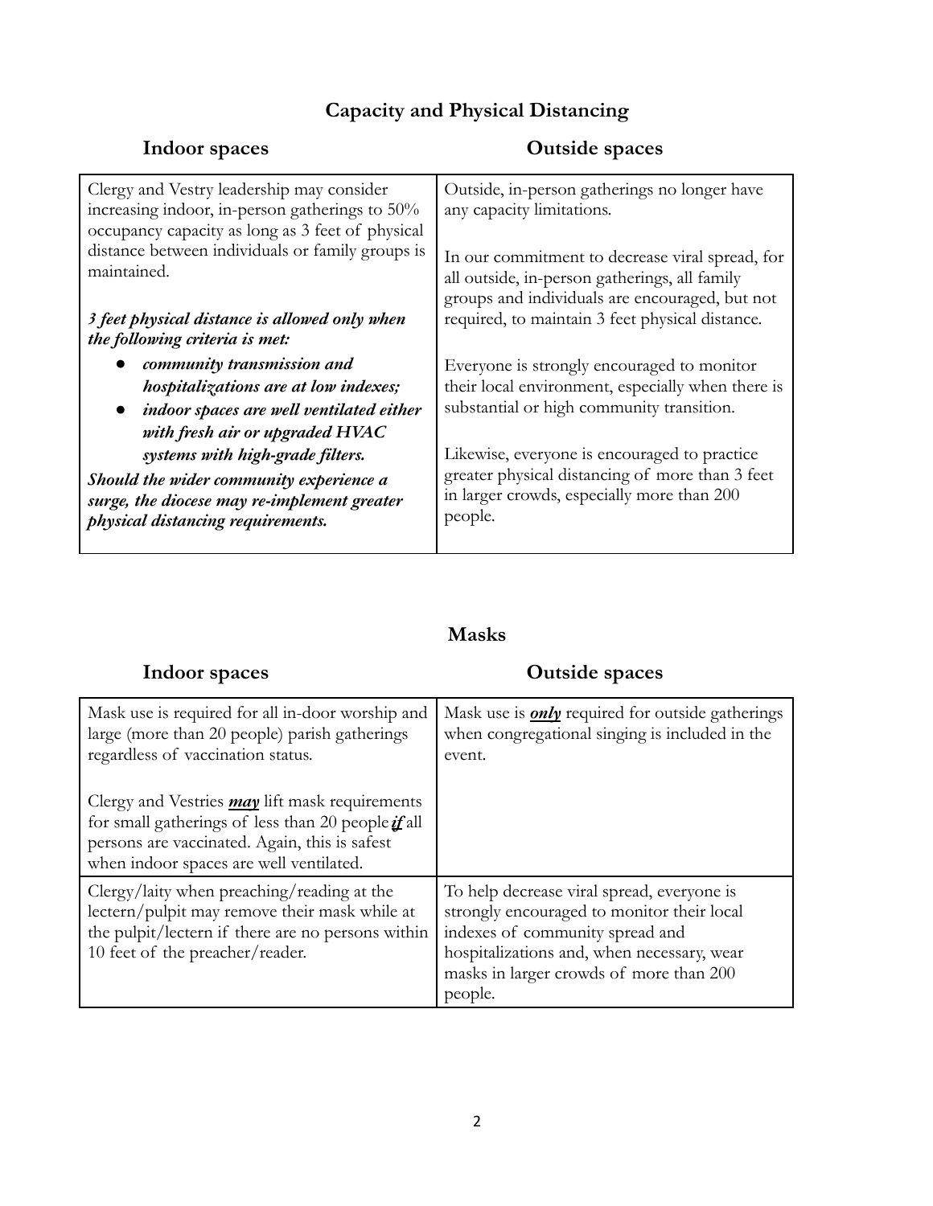## Capacity and Physical Distancing

| Indoor spaces | Outside spaces |
|---|---|
| Clergy and Vestry leadership may consider increasing indoor, in-person gatherings to 50% occupancy capacity as long as 3 feet of physical distance between individuals or family groups is maintained.<br><br>***3 feet physical distance is allowed only when the following criteria is met:***<br>● ***community transmission and hospitalizations are at low indexes;***<br>● ***indoor spaces are well ventilated either with fresh air or upgraded HVAC systems with high-grade filters.***<br>***Should the wider community experience a surge, the diocese may re-implement greater physical distancing requirements.*** | Outside, in-person gatherings no longer have any capacity limitations.<br><br>In our commitment to decrease viral spread, for all outside, in-person gatherings, all family groups and individuals are encouraged, but not required, to maintain 3 feet physical distance.<br><br>Everyone is strongly encouraged to monitor their local environment, especially when there is substantial or high community transition.<br><br>Likewise, everyone is encouraged to practice greater physical distancing of more than 3 feet in larger crowds, especially more than 200 people. |

## Masks

| Indoor spaces | Outside spaces |
|---|---|
| Mask use is required for all in-door worship and large (more than 20 people) parish gatherings regardless of vaccination status.<br><br>Clergy and Vestries <u>***may***</u> lift mask requirements for small gatherings of less than 20 people <u>***if***</u> all persons are vaccinated. Again, this is safest when indoor spaces are well ventilated. | Mask use is <u>***only***</u> required for outside gatherings when congregational singing is included in the event. |
| Clergy/laity when preaching/reading at the lectern/pulpit may remove their mask while at the pulpit/lectern if there are no persons within 10 feet of the preacher/reader. | To help decrease viral spread, everyone is strongly encouraged to monitor their local indexes of community spread and hospitalizations and, when necessary, wear masks in larger crowds of more than 200 people. |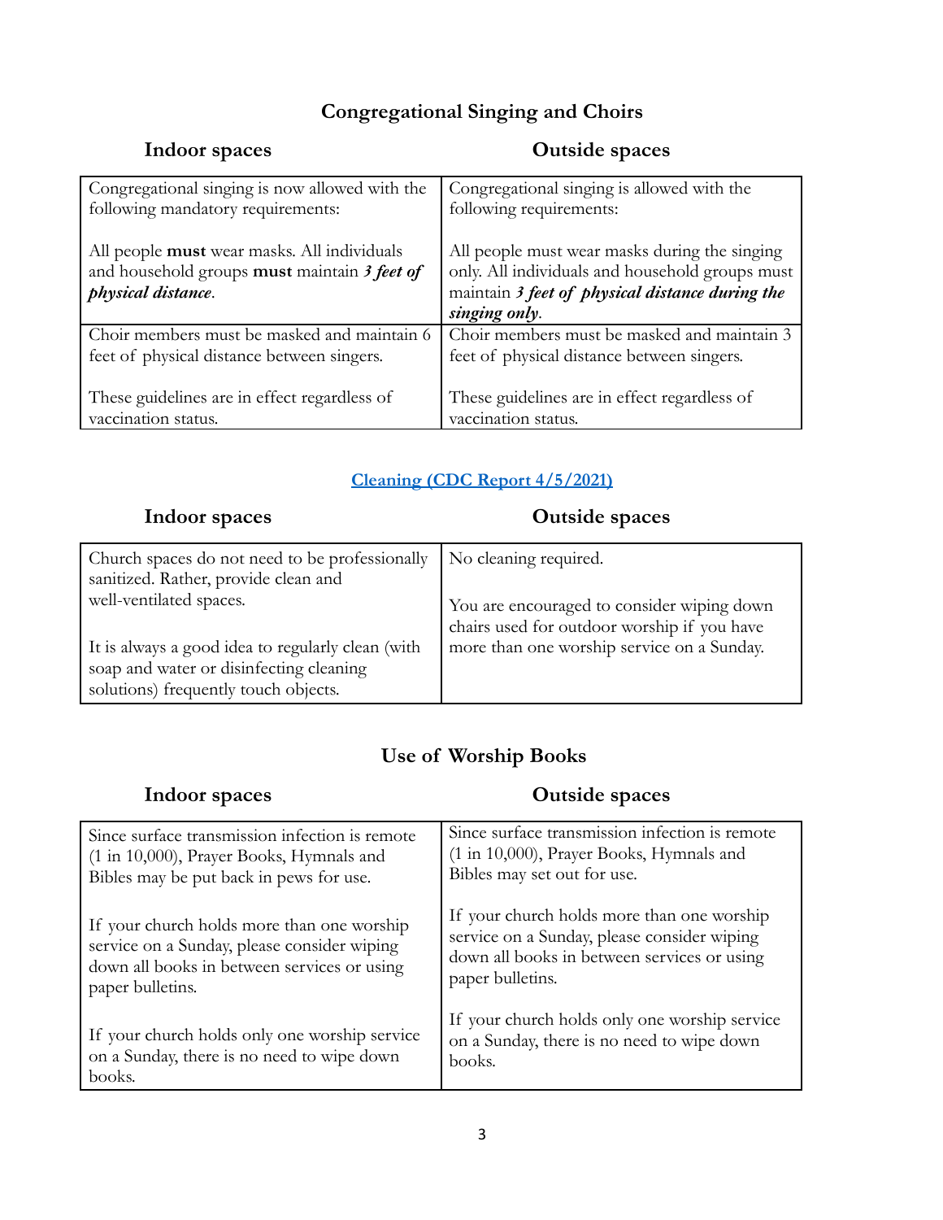## Congregational Singing and Choirs

| Indoor spaces | Outside spaces |
|---|---|
| Congregational singing is now allowed with the following mandatory requirements:<br><br>All people **must** wear masks. All individuals and household groups **must** maintain ***3 feet of physical distance***. | Congregational singing is allowed with the following requirements:<br><br>All people must wear masks during the singing only. All individuals and household groups must maintain ***3 feet of physical distance during the singing only***. |
| Choir members must be masked and maintain 6 feet of physical distance between singers.<br><br>These guidelines are in effect regardless of vaccination status. | Choir members must be masked and maintain 3 feet of physical distance between singers.<br><br>These guidelines are in effect regardless of vaccination status. |

## [Cleaning (CDC Report 4/5/2021)]

| Indoor spaces | Outside spaces |
|---|---|
| Church spaces do not need to be professionally sanitized. Rather, provide clean and well-ventilated spaces.<br><br>It is always a good idea to regularly clean (with soap and water or disinfecting cleaning solutions) frequently touch objects. | No cleaning required.<br><br>You are encouraged to consider wiping down chairs used for outdoor worship if you have more than one worship service on a Sunday. |

## Use of Worship Books

| Indoor spaces | Outside spaces |
|---|---|
| Since surface transmission infection is remote (1 in 10,000), Prayer Books, Hymnals and Bibles may be put back in pews for use.<br><br>If your church holds more than one worship service on a Sunday, please consider wiping down all books in between services or using paper bulletins.<br><br>If your church holds only one worship service on a Sunday, there is no need to wipe down books. | Since surface transmission infection is remote (1 in 10,000), Prayer Books, Hymnals and Bibles may set out for use.<br><br>If your church holds more than one worship service on a Sunday, please consider wiping down all books in between services or using paper bulletins.<br><br>If your church holds only one worship service on a Sunday, there is no need to wipe down books. |